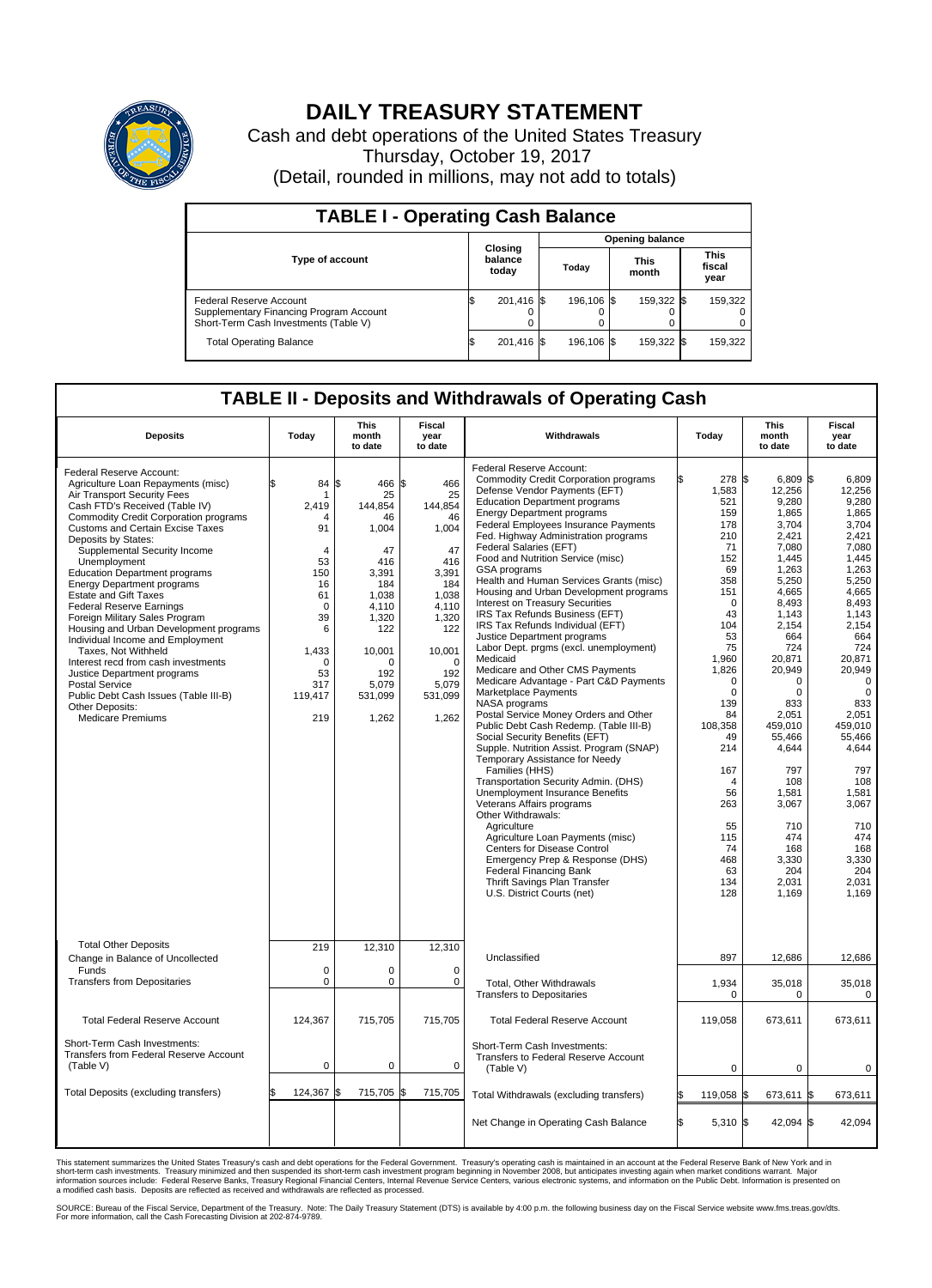# DAILY TREASURY STATEMENT

Cash and debt operations of the United States Treasury

Thursday, October 19, 2017

(Detail, rounded in millions, may not add to totals)

## TABLE I - Operating Cash Balance

| Type of account | Closing balance today | Opening balance Today | Opening balance This month | Opening balance This fiscal year |
|---|---|---|---|---|
| Federal Reserve Account | $ 201,416 | $ 196,106 | $ 159,322 | $ 159,322 |
| Supplementary Financing Program Account | 0 | 0 | 0 | 0 |
| Short-Term Cash Investments (Table V) | 0 | 0 | 0 | 0 |
| Total Operating Balance | $ 201,416 | $ 196,106 | $ 159,322 | $ 159,322 |

## TABLE II - Deposits and Withdrawals of Operating Cash

| Deposits | Today | This month to date | Fiscal year to date |
|---|---|---|---|
| Federal Reserve Account: | | | |
| Agriculture Loan Repayments (misc) | $ 84 | $ 466 | $ 466 |
| Air Transport Security Fees | 1 | 25 | 25 |
| Cash FTD's Received (Table IV) | 2,419 | 144,854 | 144,854 |
| Commodity Credit Corporation programs | 4 | 46 | 46 |
| Customs and Certain Excise Taxes | 91 | 1,004 | 1,004 |
| Deposits by States: | | | |
| Supplemental Security Income | 4 | 47 | 47 |
| Unemployment | 53 | 416 | 416 |
| Education Department programs | 150 | 3,391 | 3,391 |
| Energy Department programs | 16 | 184 | 184 |
| Estate and Gift Taxes | 61 | 1,038 | 1,038 |
| Federal Reserve Earnings | 0 | 4,110 | 4,110 |
| Foreign Military Sales Program | 39 | 1,320 | 1,320 |
| Housing and Urban Development programs | 6 | 122 | 122 |
| Individual Income and Employment Taxes, Not Withheld | 1,433 | 10,001 | 10,001 |
| Interest recd from cash investments | 0 | 0 | 0 |
| Justice Department programs | 53 | 192 | 192 |
| Postal Service | 317 | 5,079 | 5,079 |
| Public Debt Cash Issues (Table III-B) | 119,417 | 531,099 | 531,099 |
| Other Deposits: | | | |
| Medicare Premiums | 219 | 1,262 | 1,262 |
| Total Other Deposits | 219 | 12,310 | 12,310 |
| Change in Balance of Uncollected Funds | 0 | 0 | 0 |
| Transfers from Depositaries | 0 | 0 | 0 |
| Total Federal Reserve Account | 124,367 | 715,705 | 715,705 |
| Short-Term Cash Investments: Transfers from Federal Reserve Account (Table V) | 0 | 0 | 0 |
| Total Deposits (excluding transfers) | $ 124,367 | $ 715,705 | $ 715,705 |

| Withdrawals | Today | This month to date | Fiscal year to date |
|---|---|---|---|
| Federal Reserve Account: | | | |
| Commodity Credit Corporation programs | $ 278 | $ 6,809 | $ 6,809 |
| Defense Vendor Payments (EFT) | 1,583 | 12,256 | 12,256 |
| Education Department programs | 521 | 9,280 | 9,280 |
| Energy Department programs | 159 | 1,865 | 1,865 |
| Federal Employees Insurance Payments | 178 | 3,704 | 3,704 |
| Fed. Highway Administration programs | 210 | 2,421 | 2,421 |
| Federal Salaries (EFT) | 71 | 7,080 | 7,080 |
| Food and Nutrition Service (misc) | 152 | 1,445 | 1,445 |
| GSA programs | 69 | 1,263 | 1,263 |
| Health and Human Services Grants (misc) | 358 | 5,250 | 5,250 |
| Housing and Urban Development programs | 151 | 4,665 | 4,665 |
| Interest on Treasury Securities | 0 | 8,493 | 8,493 |
| IRS Tax Refunds Business (EFT) | 43 | 1,143 | 1,143 |
| IRS Tax Refunds Individual (EFT) | 104 | 2,154 | 2,154 |
| Justice Department programs | 53 | 664 | 664 |
| Labor Dept. prgms (excl. unemployment) | 75 | 724 | 724 |
| Medicaid | 1,960 | 20,871 | 20,871 |
| Medicare and Other CMS Payments | 1,826 | 20,949 | 20,949 |
| Medicare Advantage - Part C&D Payments | 0 | 0 | 0 |
| Marketplace Payments | 0 | 0 | 0 |
| NASA programs | 139 | 833 | 833 |
| Postal Service Money Orders and Other | 84 | 2,051 | 2,051 |
| Public Debt Cash Redemp. (Table III-B) | 108,358 | 459,010 | 459,010 |
| Social Security Benefits (EFT) | 49 | 55,466 | 55,466 |
| Supple. Nutrition Assist. Program (SNAP) | 214 | 4,644 | 4,644 |
| Temporary Assistance for Needy Families (HHS) | 167 | 797 | 797 |
| Transportation Security Admin. (DHS) | 4 | 108 | 108 |
| Unemployment Insurance Benefits | 56 | 1,581 | 1,581 |
| Veterans Affairs programs | 263 | 3,067 | 3,067 |
| Other Withdrawals: | | | |
| Agriculture | 55 | 710 | 710 |
| Agriculture Loan Payments (misc) | 115 | 474 | 474 |
| Centers for Disease Control | 74 | 168 | 168 |
| Emergency Prep & Response (DHS) | 468 | 3,330 | 3,330 |
| Federal Financing Bank | 63 | 204 | 204 |
| Thrift Savings Plan Transfer | 134 | 2,031 | 2,031 |
| U.S. District Courts (net) | 128 | 1,169 | 1,169 |
| Unclassified | 897 | 12,686 | 12,686 |
| Total, Other Withdrawals | 1,934 | 35,018 | 35,018 |
| Transfers to Depositaries | 0 | 0 | 0 |
| Total Federal Reserve Account | 119,058 | 673,611 | 673,611 |
| Short-Term Cash Investments: Transfers to Federal Reserve Account (Table V) | 0 | 0 | 0 |
| Total Withdrawals (excluding transfers) | $ 119,058 | $ 673,611 | $ 673,611 |
| Net Change in Operating Cash Balance | $ 5,310 | $ 42,094 | $ 42,094 |

This statement summarizes the United States Treasury's cash and debt operations for the Federal Government. Treasury's operating cash is maintained in an account at the Federal Reserve Bank of New York and in short-term cash investments. Treasury minimized and then suspended its short-term cash investment program beginning in November 2008, but anticipates investing again when market conditions warrant. Major information sources include: Federal Reserve Banks, Treasury Regional Financial Centers, Internal Revenue Service Centers, various electronic systems, and information on the Public Debt. Information is presented on a modified cash basis. Deposits are reflected as received and withdrawals are reflected as processed.

SOURCE: Bureau of the Fiscal Service, Department of the Treasury. Note: The Daily Treasury Statement (DTS) is available by 4:00 p.m. the following business day on the Fiscal Service website www.fms.treas.gov/dts. For more information, call the Cash Forecasting Division at 202-874-9789.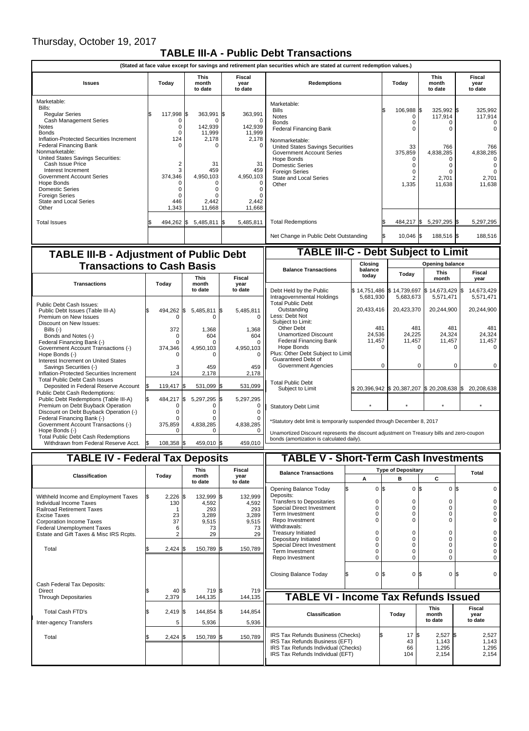Thursday, October 19, 2017

# TABLE III-A - Public Debt Transactions

(Stated at face value except for savings and retirement plan securities which are stated at current redemption values.)

| Issues | Today | This month to date | Fiscal year to date |
|---|---|---|---|
| Marketable: | | | |
| Bills: | | | |
| Regular Series | $ 117,998 | $ 363,991 | $ 363,991 |
| Cash Management Series | 0 | 0 | 0 |
| Notes | 0 | 142,939 | 142,939 |
| Bonds | 0 | 11,999 | 11,999 |
| Inflation-Protected Securities Increment | 124 | 2,178 | 2,178 |
| Federal Financing Bank | 0 | 0 | 0 |
| Nonmarketable: | | | |
| United States Savings Securities: | | | |
| Cash Issue Price | 2 | 31 | 31 |
| Interest Increment | 3 | 459 | 459 |
| Government Account Series | 374,346 | 4,950,103 | 4,950,103 |
| Hope Bonds | 0 | 0 | 0 |
| Domestic Series | 0 | 0 | 0 |
| Foreign Series | 0 | 0 | 0 |
| State and Local Series | 446 | 2,442 | 2,442 |
| Other | 1,343 | 11,668 | 11,668 |
| Total Issues | $ 494,262 | $ 5,485,811 | $ 5,485,811 |

| Redemptions | Today | This month to date | Fiscal year to date |
|---|---|---|---|
| Marketable: | | | |
| Bills | $ 106,988 | $ 325,992 | $ 325,992 |
| Notes | 0 | 117,914 | 117,914 |
| Bonds | 0 | 0 | 0 |
| Federal Financing Bank | 0 | 0 | 0 |
| Nonmarketable: | | | |
| United States Savings Securities | 33 | 766 | 766 |
| Government Account Series | 375,859 | 4,838,285 | 4,838,285 |
| Hope Bonds | 0 | 0 | 0 |
| Domestic Series | 0 | 0 | 0 |
| Foreign Series | 0 | 0 | 0 |
| State and Local Series | 2 | 2,701 | 2,701 |
| Other | 1,335 | 11,638 | 11,638 |
| Total Redemptions | $ 484,217 | $ 5,297,295 | $ 5,297,295 |
| Net Change in Public Debt Outstanding | $ 10,046 | $ 188,516 | $ 188,516 |

# TABLE III-B - Adjustment of Public Debt Transactions to Cash Basis

| Transactions | Today | This month to date | Fiscal year to date |
|---|---|---|---|
| Public Debt Cash Issues: | | | |
| Public Debt Issues (Table III-A) | $ 494,262 | $ 5,485,811 | $ 5,485,811 |
| Premium on New Issues | 0 | 0 | 0 |
| Discount on New Issues: | | | |
| Bills (-) | 372 | 1,368 | 1,368 |
| Bonds and Notes (-) | 0 | 604 | 604 |
| Federal Financing Bank (-) | 0 | 0 | 0 |
| Government Account Transactions (-) | 374,346 | 4,950,103 | 4,950,103 |
| Hope Bonds (-) | 0 | 0 | 0 |
| Interest Increment on United States Savings Securities (-) | 3 | 459 | 459 |
| Inflation-Protected Securities Increment | 124 | 2,178 | 2,178 |
| Total Public Debt Cash Issues Deposited in Federal Reserve Account | $ 119,417 | $ 531,099 | $ 531,099 |
| Public Debt Cash Redemptions: | | | |
| Public Debt Redemptions (Table III-A) | $ 484,217 | $ 5,297,295 | $ 5,297,295 |
| Premium on Debt Buyback Operation | 0 | 0 | 0 |
| Discount on Debt Buyback Operation (-) | 0 | 0 | 0 |
| Federal Financing Bank (-) | 0 | 0 | 0 |
| Government Account Transactions (-) | 375,859 | 4,838,285 | 4,838,285 |
| Hope Bonds (-) | 0 | 0 | 0 |
| Total Public Debt Cash Redemptions Withdrawn from Federal Reserve Acct. | $ 108,358 | $ 459,010 | $ 459,010 |

# TABLE III-C - Debt Subject to Limit

| Balance Transactions | Closing balance today | Opening balance Today | Opening balance This month | Opening balance Fiscal year |
|---|---|---|---|---|
| Debt Held by the Public | $ 14,751,486 | $ 14,739,697 | $ 14,673,429 | $ 14,673,429 |
| Intragovernmental Holdings | 5,681,930 | 5,683,673 | 5,571,471 | 5,571,471 |
| Total Public Debt Outstanding | 20,433,416 | 20,423,370 | 20,244,900 | 20,244,900 |
| Less: Debt Not Subject to Limit: | | | | |
| Other Debt | 481 | 481 | 481 | 481 |
| Unamortized Discount | 24,536 | 24,225 | 24,324 | 24,324 |
| Federal Financing Bank | 11,457 | 11,457 | 11,457 | 11,457 |
| Hope Bonds | 0 | 0 | 0 | 0 |
| Plus: Other Debt Subject to Limit | | | | |
| Guaranteed Debt of Government Agencies | 0 | 0 | 0 | 0 |
| Total Public Debt Subject to Limit | $ 20,396,942 | $ 20,387,207 | $ 20,208,638 | $ 20,208,638 |
| Statutory Debt Limit | * | * | * | * |

*Statutory debt limit is temporarily suspended through December 8, 2017

Unamortized Discount represents the discount adjustment on Treasury bills and zero-coupon bonds (amortization is calculated daily).

# TABLE IV - Federal Tax Deposits

| Classification | Today | This month to date | Fiscal year to date |
|---|---|---|---|
| Withheld Income and Employment Taxes | $ 2,226 | $ 132,999 | $ 132,999 |
| Individual Income Taxes | 130 | 4,592 | 4,592 |
| Railroad Retirement Taxes | 1 | 293 | 293 |
| Excise Taxes | 23 | 3,289 | 3,289 |
| Corporation Income Taxes | 37 | 9,515 | 9,515 |
| Federal Unemployment Taxes | 6 | 73 | 73 |
| Estate and Gift Taxes & Misc IRS Rcpts. | 2 | 29 | 29 |
| Total | $ 2,424 | $ 150,789 | $ 150,789 |
| Cash Federal Tax Deposits: | | | |
| Direct | $ 40 | $ 719 | $ 719 |
| Through Depositaries | 2,379 | 144,135 | 144,135 |
| Total Cash FTD's | $ 2,419 | $ 144,854 | $ 144,854 |
| Inter-agency Transfers | 5 | 5,936 | 5,936 |
| Total | $ 2,424 | $ 150,789 | $ 150,789 |

# TABLE V - Short-Term Cash Investments

| Balance Transactions | Type of Depositary A | B | C | Total |
|---|---|---|---|---|
| Opening Balance Today | $ 0 | $ 0 | $ 0 | $ 0 |
| Deposits: | | | | |
| Transfers to Depositaries | 0 | 0 | 0 | 0 |
| Special Direct Investment | 0 | 0 | 0 | 0 |
| Term Investment | 0 | 0 | 0 | 0 |
| Repo Investment | 0 | 0 | 0 | 0 |
| Withdrawals: | | | | |
| Treasury Initiated | 0 | 0 | 0 | 0 |
| Depositary Initiated | 0 | 0 | 0 | 0 |
| Special Direct Investment | 0 | 0 | 0 | 0 |
| Term Investment | 0 | 0 | 0 | 0 |
| Repo Investment | 0 | 0 | 0 | 0 |
| Closing Balance Today | $ 0 | $ 0 | $ 0 | $ 0 |

# TABLE VI - Income Tax Refunds Issued

| Classification | Today | This month to date | Fiscal year to date |
|---|---|---|---|
| IRS Tax Refunds Business (Checks) | $ 17 | $ 2,527 | $ 2,527 |
| IRS Tax Refunds Business (EFT) | 43 | 1,143 | 1,143 |
| IRS Tax Refunds Individual (Checks) | 66 | 1,295 | 1,295 |
| IRS Tax Refunds Individual (EFT) | 104 | 2,154 | 2,154 |